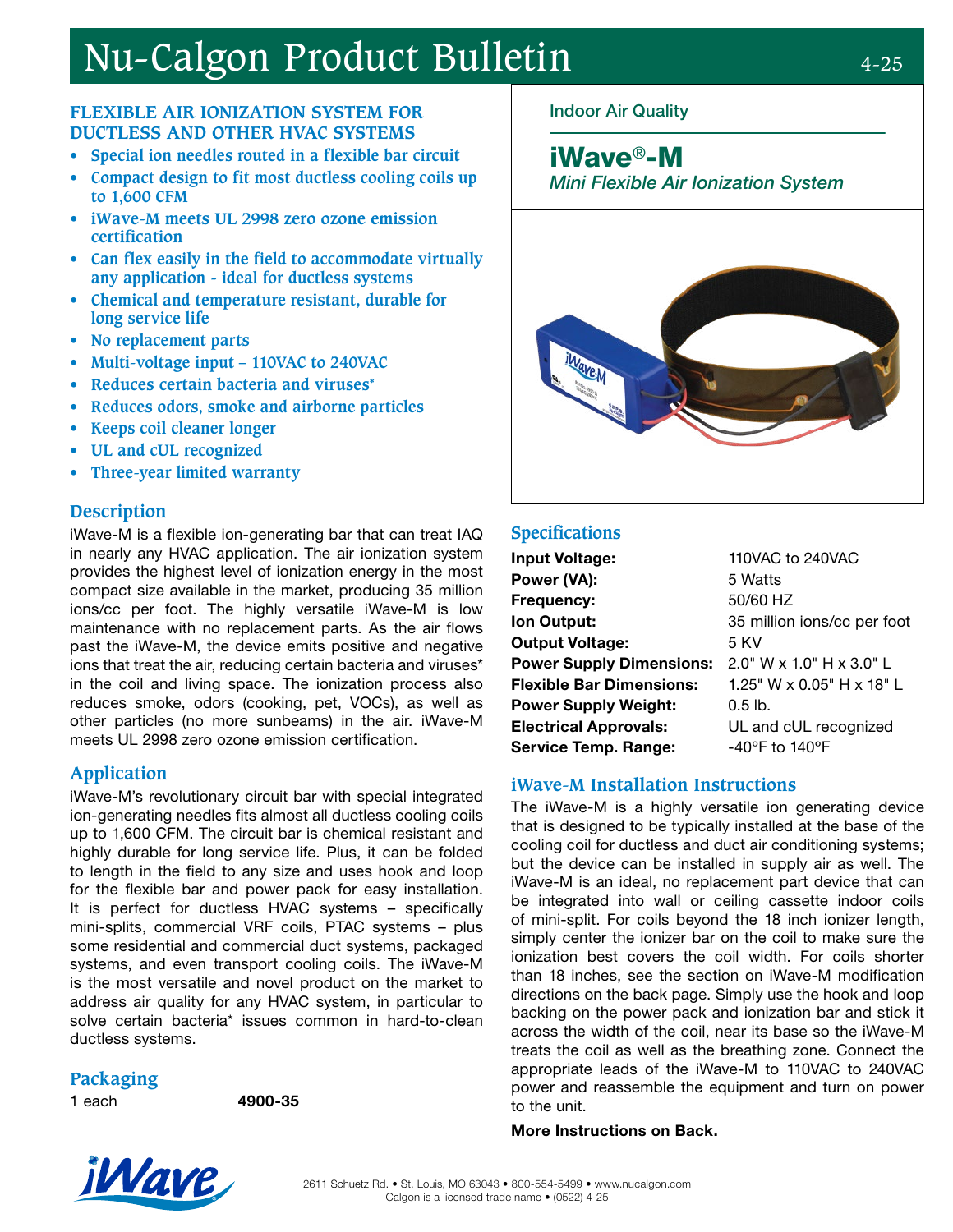# Nu-Calgon Product Bulletin

4-25

Indoor Air Quality

## iWave®-M

*Mini Flexible Air Ionization System*

### FLEXIBLE AIR IONIZATION SYSTEM FOR DUCTLESS AND OTHER HVAC SYSTEMS

- Special ion needles routed in a flexible bar circuit
- Compact design to fit most ductless cooling coils up to 1,600 CFM
- iWave-M meets UL 2998 zero ozone emission certification
- Can flex easily in the field to accommodate virtually any application - ideal for ductless systems
- Chemical and temperature resistant, durable for long service life
- No replacement parts
- Multi-voltage input – 110VAC to 240VAC
- Reduces certain bacteria and viruses*
- Reduces odors, smoke and airborne particles
- Keeps coil cleaner longer
- UL and cUL recognized
- Three-year limited warranty

### Description

iWave-M is a flexible ion-generating bar that can treat IAQ in nearly any HVAC application. The air ionization system provides the highest level of ionization energy in the most compact size available in the market, producing 35 million ions/cc per foot. The highly versatile iWave-M is low maintenance with no replacement parts. As the air flows past the iWave-M, the device emits positive and negative ions that treat the air, reducing certain bacteria and viruses* in the coil and living space. The ionization process also reduces smoke, odors (cooking, pet, VOCs), as well as other particles (no more sunbeams) in the air. iWave-M meets UL 2998 zero ozone emission certification.

### Application

iWave-M's revolutionary circuit bar with special integrated ion-generating needles fits almost all ductless cooling coils up to 1,600 CFM. The circuit bar is chemical resistant and highly durable for long service life. Plus, it can be folded to length in the field to any size and uses hook and loop for the flexible bar and power pack for easy installation. It is perfect for ductless HVAC systems – specifically mini-splits, commercial VRF coils, PTAC systems – plus some residential and commercial duct systems, packaged systems, and even transport cooling coils. The iWave-M is the most versatile and novel product on the market to address air quality for any HVAC system, in particular to solve certain bacteria* issues common in hard-to-clean ductless systems.

### Packaging

| | |
|---|---|
| 1 each | **4900-35** |

### Specifications

| | |
|---|---|
| **Input Voltage:** | 110VAC to 240VAC |
| **Power (VA):** | 5 Watts |
| **Frequency:** | 50/60 HZ |
| **Ion Output:** | 35 million ions/cc per foot |
| **Output Voltage:** | 5 KV |
| **Power Supply Dimensions:** | 2.0" W x 1.0" H x 3.0" L |
| **Flexible Bar Dimensions:** | 1.25" W x 0.05" H x 18" L |
| **Power Supply Weight:** | 0.5 lb. |
| **Electrical Approvals:** | UL and cUL recognized |
| **Service Temp. Range:** | -40°F to 140°F |

### iWave-M Installation Instructions

The iWave-M is a highly versatile ion generating device that is designed to be typically installed at the base of the cooling coil for ductless and duct air conditioning systems; but the device can be installed in supply air as well. The iWave-M is an ideal, no replacement part device that can be integrated into wall or ceiling cassette indoor coils of mini-split. For coils beyond the 18 inch ionizer length, simply center the ionizer bar on the coil to make sure the ionization best covers the coil width. For coils shorter than 18 inches, see the section on iWave-M modification directions on the back page. Simply use the hook and loop backing on the power pack and ionization bar and stick it across the width of the coil, near its base so the iWave-M treats the coil as well as the breathing zone. Connect the appropriate leads of the iWave-M to 110VAC to 240VAC power and reassemble the equipment and turn on power to the unit.

**More Instructions on Back.**

iWave

2611 Schuetz Rd. • St. Louis, MO 63043 • 800-554-5499 • www.nucalgon.com
Calgon is a licensed trade name • (0522) 4-25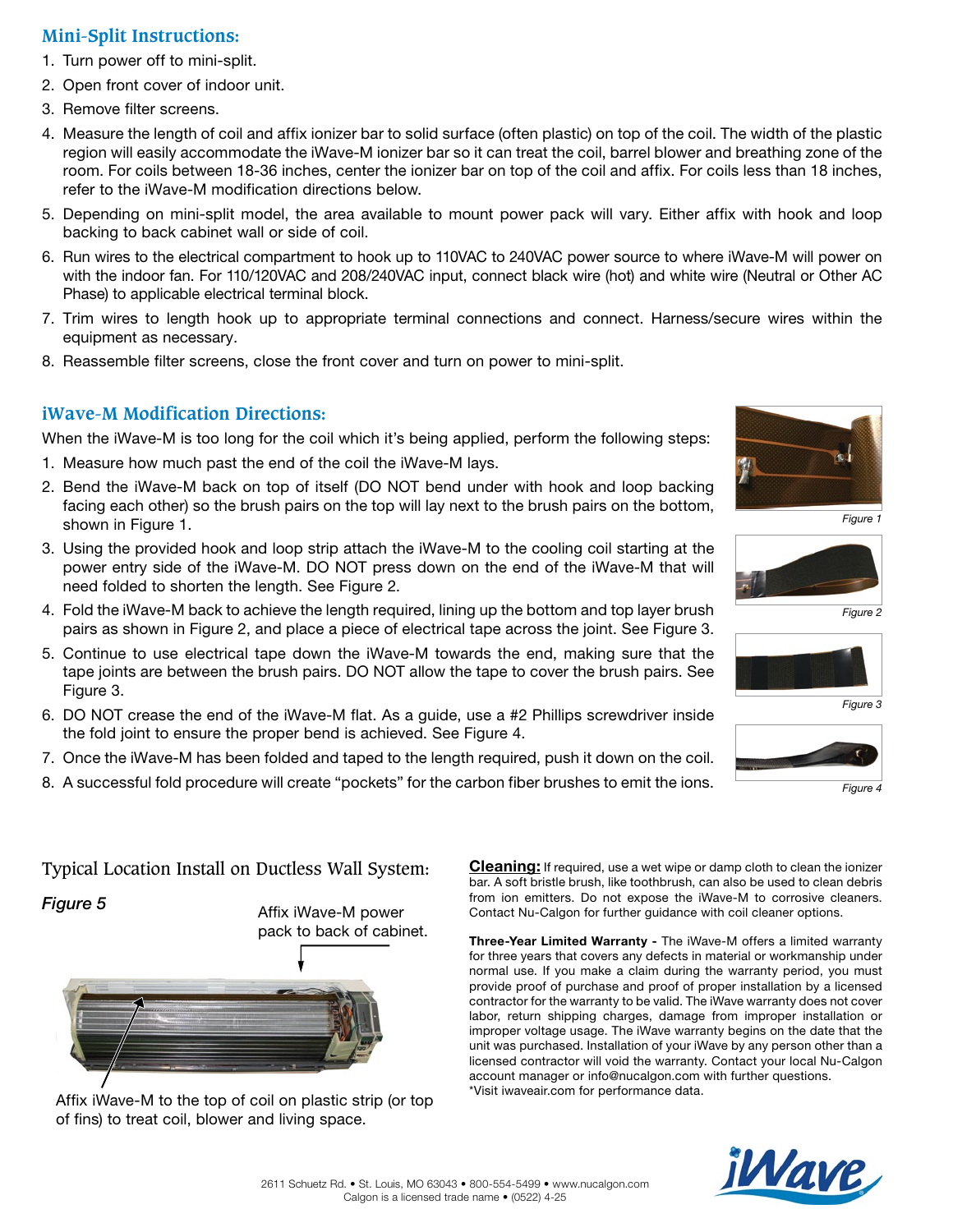## Mini-Split Instructions:

1. Turn power off to mini-split.
2. Open front cover of indoor unit.
3. Remove filter screens.
4. Measure the length of coil and affix ionizer bar to solid surface (often plastic) on top of the coil. The width of the plastic region will easily accommodate the iWave-M ionizer bar so it can treat the coil, barrel blower and breathing zone of the room. For coils between 18-36 inches, center the ionizer bar on top of the coil and affix. For coils less than 18 inches, refer to the iWave-M modification directions below.
5. Depending on mini-split model, the area available to mount power pack will vary. Either affix with hook and loop backing to back cabinet wall or side of coil.
6. Run wires to the electrical compartment to hook up to 110VAC to 240VAC power source to where iWave-M will power on with the indoor fan. For 110/120VAC and 208/240VAC input, connect black wire (hot) and white wire (Neutral or Other AC Phase) to applicable electrical terminal block.
7. Trim wires to length hook up to appropriate terminal connections and connect. Harness/secure wires within the equipment as necessary.
8. Reassemble filter screens, close the front cover and turn on power to mini-split.

## iWave-M Modification Directions:

When the iWave-M is too long for the coil which it's being applied, perform the following steps:

1. Measure how much past the end of the coil the iWave-M lays.
2. Bend the iWave-M back on top of itself (DO NOT bend under with hook and loop backing facing each other) so the brush pairs on the top will lay next to the brush pairs on the bottom, shown in Figure 1.
3. Using the provided hook and loop strip attach the iWave-M to the cooling coil starting at the power entry side of the iWave-M. DO NOT press down on the end of the iWave-M that will need folded to shorten the length. See Figure 2.
4. Fold the iWave-M back to achieve the length required, lining up the bottom and top layer brush pairs as shown in Figure 2, and place a piece of electrical tape across the joint. See Figure 3.
5. Continue to use electrical tape down the iWave-M towards the end, making sure that the tape joints are between the brush pairs. DO NOT allow the tape to cover the brush pairs. See Figure 3.
6. DO NOT crease the end of the iWave-M flat. As a guide, use a #2 Phillips screwdriver inside the fold joint to ensure the proper bend is achieved. See Figure 4.
7. Once the iWave-M has been folded and taped to the length required, push it down on the coil.
8. A successful fold procedure will create "pockets" for the carbon fiber brushes to emit the ions.

*Figure 1*

*Figure 2*

*Figure 3*

*Figure 4*

## Typical Location Install on Ductless Wall System:

***Figure 5***

Affix iWave-M power pack to back of cabinet.

Affix iWave-M to the top of coil on plastic strip (or top of fins) to treat coil, blower and living space.

**Cleaning:** If required, use a wet wipe or damp cloth to clean the ionizer bar. A soft bristle brush, like toothbrush, can also be used to clean debris from ion emitters. Do not expose the iWave-M to corrosive cleaners. Contact Nu-Calgon for further guidance with coil cleaner options.

**Three-Year Limited Warranty -** The iWave-M offers a limited warranty for three years that covers any defects in material or workmanship under normal use. If you make a claim during the warranty period, you must provide proof of purchase and proof of proper installation by a licensed contractor for the warranty to be valid. The iWave warranty does not cover labor, return shipping charges, damage from improper installation or improper voltage usage. The iWave warranty begins on the date that the unit was purchased. Installation of your iWave by any person other than a licensed contractor will void the warranty. Contact your local Nu-Calgon account manager or info@nucalgon.com with further questions.
*Visit iwaveair.com for performance data.

2611 Schuetz Rd. • St. Louis, MO 63043 • 800-554-5499 • www.nucalgon.com
Calgon is a licensed trade name • (0522) 4-25